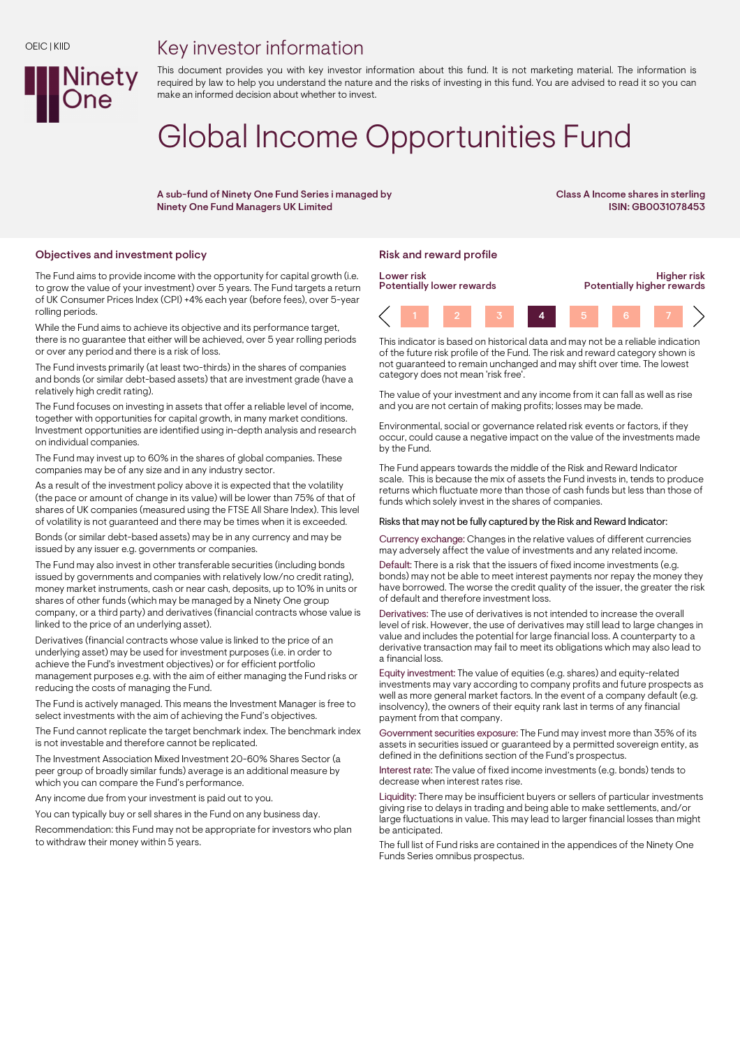OEIC | KIID

# Key investor information

This document provides you with key investor information about this fund. It is not marketing material. The information is required by law to help you understand the nature and the risks of investing in this fund. You are advised to read it so you can make an informed decision about whether to invest.

# Global Income Opportunities Fund

**A sub-fund of Ninety One Fund Series i managed by Ninety One Fund Managers UK Limited**

**Class A Income shares in sterling**
**ISIN: GB0031078453**

## Objectives and investment policy

The Fund aims to provide income with the opportunity for capital growth (i.e. to grow the value of your investment) over 5 years. The Fund targets a return of UK Consumer Prices Index (CPI) +4% each year (before fees), over 5-year rolling periods.

While the Fund aims to achieve its objective and its performance target, there is no guarantee that either will be achieved, over 5 year rolling periods or over any period and there is a risk of loss.

The Fund invests primarily (at least two-thirds) in the shares of companies and bonds (or similar debt-based assets) that are investment grade (have a relatively high credit rating).

The Fund focuses on investing in assets that offer a reliable level of income, together with opportunities for capital growth, in many market conditions. Investment opportunities are identified using in-depth analysis and research on individual companies.

The Fund may invest up to 60% in the shares of global companies. These companies may be of any size and in any industry sector.

As a result of the investment policy above it is expected that the volatility (the pace or amount of change in its value) will be lower than 75% of that of shares of UK companies (measured using the FTSE All Share Index). This level of volatility is not guaranteed and there may be times when it is exceeded.

Bonds (or similar debt-based assets) may be in any currency and may be issued by any issuer e.g. governments or companies.

The Fund may also invest in other transferable securities (including bonds issued by governments and companies with relatively low/no credit rating), money market instruments, cash or near cash, deposits, up to 10% in units or shares of other funds (which may be managed by a Ninety One group company, or a third party) and derivatives (financial contracts whose value is linked to the price of an underlying asset).

Derivatives (financial contracts whose value is linked to the price of an underlying asset) may be used for investment purposes (i.e. in order to achieve the Fund's investment objectives) or for efficient portfolio management purposes e.g. with the aim of either managing the Fund risks or reducing the costs of managing the Fund.

The Fund is actively managed. This means the Investment Manager is free to select investments with the aim of achieving the Fund's objectives.

The Fund cannot replicate the target benchmark index. The benchmark index is not investable and therefore cannot be replicated.

The Investment Association Mixed Investment 20-60% Shares Sector (a peer group of broadly similar funds) average is an additional measure by which you can compare the Fund's performance.

Any income due from your investment is paid out to you.

You can typically buy or sell shares in the Fund on any business day.

Recommendation: this Fund may not be appropriate for investors who plan to withdraw their money within 5 years.

## Risk and reward profile

| Lower risk<br>Potentially lower rewards | | | | | | Higher risk<br>Potentially higher rewards |
|---|---|---|---|---|---|---|
| 1 | 2 | 3 | **4** | 5 | 6 | 7 |

This indicator is based on historical data and may not be a reliable indication of the future risk profile of the Fund. The risk and reward category shown is not guaranteed to remain unchanged and may shift over time. The lowest category does not mean 'risk free'.

The value of your investment and any income from it can fall as well as rise and you are not certain of making profits; losses may be made.

Environmental, social or governance related risk events or factors, if they occur, could cause a negative impact on the value of the investments made by the Fund.

The Fund appears towards the middle of the Risk and Reward Indicator scale. This is because the mix of assets the Fund invests in, tends to produce returns which fluctuate more than those of cash funds but less than those of funds which solely invest in the shares of companies.

Risks that may not be fully captured by the Risk and Reward Indicator:

Currency exchange: Changes in the relative values of different currencies may adversely affect the value of investments and any related income.

Default: There is a risk that the issuers of fixed income investments (e.g. bonds) may not be able to meet interest payments nor repay the money they have borrowed. The worse the credit quality of the issuer, the greater the risk of default and therefore investment loss.

Derivatives: The use of derivatives is not intended to increase the overall level of risk. However, the use of derivatives may still lead to large changes in value and includes the potential for large financial loss. A counterparty to a derivative transaction may fail to meet its obligations which may also lead to a financial loss.

Equity investment: The value of equities (e.g. shares) and equity-related investments may vary according to company profits and future prospects as well as more general market factors. In the event of a company default (e.g. insolvency), the owners of their equity rank last in terms of any financial payment from that company.

Government securities exposure: The Fund may invest more than 35% of its assets in securities issued or guaranteed by a permitted sovereign entity, as defined in the definitions section of the Fund's prospectus.

Interest rate: The value of fixed income investments (e.g. bonds) tends to decrease when interest rates rise.

Liquidity: There may be insufficient buyers or sellers of particular investments giving rise to delays in trading and being able to make settlements, and/or large fluctuations in value. This may lead to larger financial losses than might be anticipated.

The full list of Fund risks are contained in the appendices of the Ninety One Funds Series omnibus prospectus.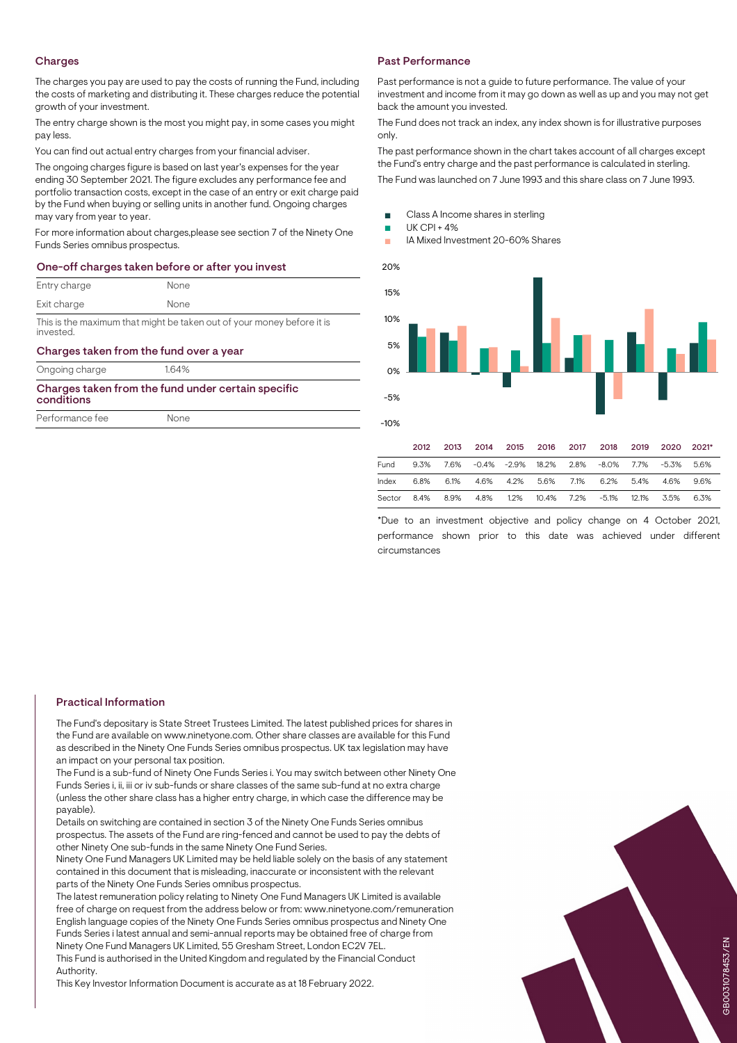## Charges

The charges you pay are used to pay the costs of running the Fund, including the costs of marketing and distributing it. These charges reduce the potential growth of your investment.

The entry charge shown is the most you might pay, in some cases you might pay less.

You can find out actual entry charges from your financial adviser.

The ongoing charges figure is based on last year's expenses for the year ending 30 September 2021. The figure excludes any performance fee and portfolio transaction costs, except in the case of an entry or exit charge paid by the Fund when buying or selling units in another fund. Ongoing charges may vary from year to year.

For more information about charges,please see section 7 of the Ninety One Funds Series omnibus prospectus.

### One-off charges taken before or after you invest

| | |
|---|---|
| Entry charge | None |
| Exit charge | None |

This is the maximum that might be taken out of your money before it is invested.

### Charges taken from the fund over a year

| | |
|---|---|
| Ongoing charge | 1.64% |

### Charges taken from the fund under certain specific conditions

| | |
|---|---|
| Performance fee | None |

## Past Performance

Past performance is not a guide to future performance. The value of your investment and income from it may go down as well as up and you may not get back the amount you invested.

The Fund does not track an index, any index shown is for illustrative purposes only.

The past performance shown in the chart takes account of all charges except the Fund's entry charge and the past performance is calculated in sterling.

The Fund was launched on 7 June 1993 and this share class on 7 June 1993.

Class A Income shares in sterling
UK CPI + 4%
IA Mixed Investment 20-60% Shares

20%
15%
10%
5%
0%
-5%
-10%

| | 2012 | 2013 | 2014 | 2015 | 2016 | 2017 | 2018 | 2019 | 2020 | 2021* |
|---|---|---|---|---|---|---|---|---|---|---|
| Fund | 9.3% | 7.6% | -0.4% | -2.9% | 18.2% | 2.8% | -8.0% | 7.7% | -5.3% | 5.6% |
| Index | 6.8% | 6.1% | 4.6% | 4.2% | 5.6% | 7.1% | 6.2% | 5.4% | 4.6% | 9.6% |
| Sector | 8.4% | 8.9% | 4.8% | 1.2% | 10.4% | 7.2% | -5.1% | 12.1% | 3.5% | 6.3% |

*Due to an investment objective and policy change on 4 October 2021, performance shown prior to this date was achieved under different circumstances

## Practical Information

The Fund's depositary is State Street Trustees Limited. The latest published prices for shares in the Fund are available on www.ninetyone.com. Other share classes are available for this Fund as described in the Ninety One Funds Series omnibus prospectus. UK tax legislation may have an impact on your personal tax position.

The Fund is a sub-fund of Ninety One Funds Series i. You may switch between other Ninety One Funds Series i, ii, iii or iv sub-funds or share classes of the same sub-fund at no extra charge (unless the other share class has a higher entry charge, in which case the difference may be payable).

Details on switching are contained in section 3 of the Ninety One Funds Series omnibus prospectus. The assets of the Fund are ring-fenced and cannot be used to pay the debts of other Ninety One sub-funds in the same Ninety One Fund Series.

Ninety One Fund Managers UK Limited may be held liable solely on the basis of any statement contained in this document that is misleading, inaccurate or inconsistent with the relevant parts of the Ninety One Funds Series omnibus prospectus.

The latest remuneration policy relating to Ninety One Fund Managers UK Limited is available free of charge on request from the address below or from: www.ninetyone.com/remuneration

English language copies of the Ninety One Funds Series omnibus prospectus and Ninety One Funds Series i latest annual and semi-annual reports may be obtained free of charge from Ninety One Fund Managers UK Limited, 55 Gresham Street, London EC2V 7EL.

This Fund is authorised in the United Kingdom and regulated by the Financial Conduct Authority.

This Key Investor Information Document is accurate as at 18 February 2022.